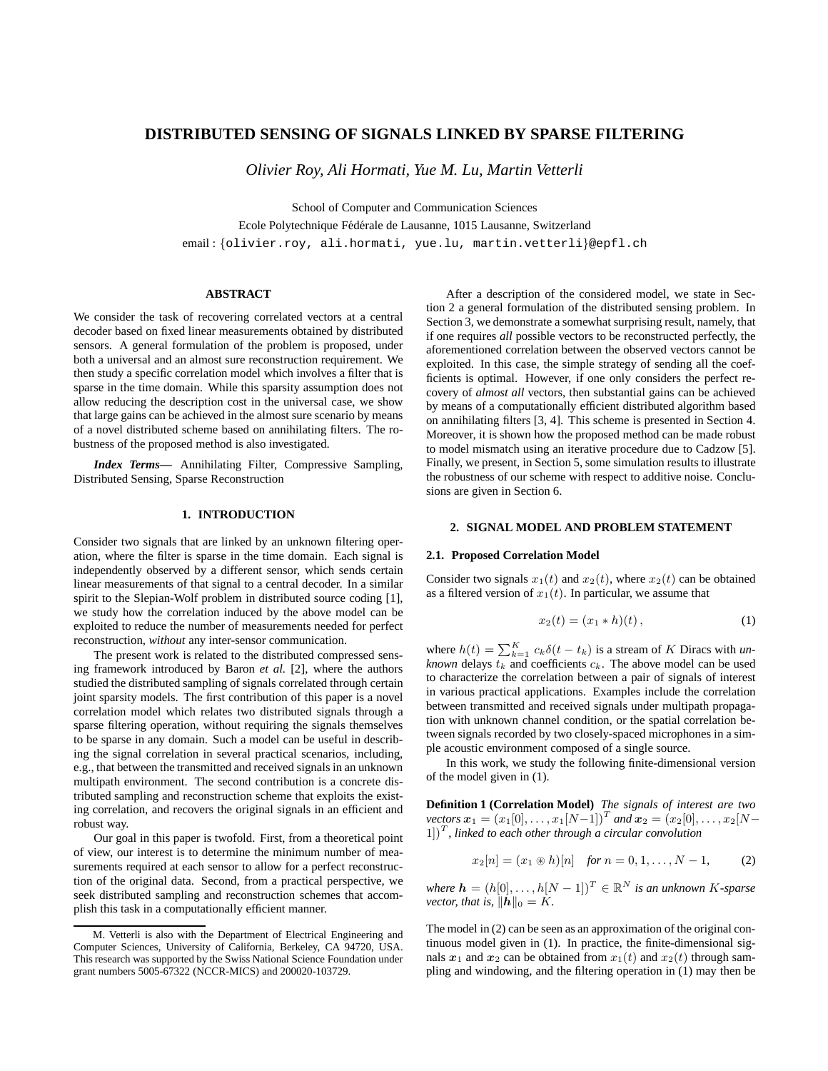# DISTRIBUTED SENSING OF SIGNALS LINKED BY SPARSE FILTERING

*Olivier Roy, Ali Hormati, Yue M. Lu, Martin Vetterli*

School of Computer and Communication Sciences
Ecole Polytechnique Fédérale de Lausanne, 1015 Lausanne, Switzerland
email : {olivier.roy, ali.hormati, yue.lu, martin.vetterli}@epfl.ch

## ABSTRACT

We consider the task of recovering correlated vectors at a central decoder based on fixed linear measurements obtained by distributed sensors. A general formulation of the problem is proposed, under both a universal and an almost sure reconstruction requirement. We then study a specific correlation model which involves a filter that is sparse in the time domain. While this sparsity assumption does not allow reducing the description cost in the universal case, we show that large gains can be achieved in the almost sure scenario by means of a novel distributed scheme based on annihilating filters. The robustness of the proposed method is also investigated.

***Index Terms*—** Annihilating Filter, Compressive Sampling, Distributed Sensing, Sparse Reconstruction

## 1. INTRODUCTION

Consider two signals that are linked by an unknown filtering operation, where the filter is sparse in the time domain. Each signal is independently observed by a different sensor, which sends certain linear measurements of that signal to a central decoder. In a similar spirit to the Slepian-Wolf problem in distributed source coding [1], we study how the correlation induced by the above model can be exploited to reduce the number of measurements needed for perfect reconstruction, *without* any inter-sensor communication.

The present work is related to the distributed compressed sensing framework introduced by Baron *et al.* [2], where the authors studied the distributed sampling of signals correlated through certain joint sparsity models. The first contribution of this paper is a novel correlation model which relates two distributed signals through a sparse filtering operation, without requiring the signals themselves to be sparse in any domain. Such a model can be useful in describing the signal correlation in several practical scenarios, including, e.g., that between the transmitted and received signals in an unknown multipath environment. The second contribution is a concrete distributed sampling and reconstruction scheme that exploits the existing correlation, and recovers the original signals in an efficient and robust way.

Our goal in this paper is twofold. First, from a theoretical point of view, our interest is to determine the minimum number of measurements required at each sensor to allow for a perfect reconstruction of the original data. Second, from a practical perspective, we seek distributed sampling and reconstruction schemes that accomplish this task in a computationally efficient manner.

M. Vetterli is also with the Department of Electrical Engineering and Computer Sciences, University of California, Berkeley, CA 94720, USA. This research was supported by the Swiss National Science Foundation under grant numbers 5005-67322 (NCCR-MICS) and 200020-103729.

After a description of the considered model, we state in Section 2 a general formulation of the distributed sensing problem. In Section 3, we demonstrate a somewhat surprising result, namely, that if one requires *all* possible vectors to be reconstructed perfectly, the aforementioned correlation between the observed vectors cannot be exploited. In this case, the simple strategy of sending all the coefficients is optimal. However, if one only considers the perfect recovery of *almost all* vectors, then substantial gains can be achieved by means of a computationally efficient distributed algorithm based on annihilating filters [3, 4]. This scheme is presented in Section 4. Moreover, it is shown how the proposed method can be made robust to model mismatch using an iterative procedure due to Cadzow [5]. Finally, we present, in Section 5, some simulation results to illustrate the robustness of our scheme with respect to additive noise. Conclusions are given in Section 6.

## 2. SIGNAL MODEL AND PROBLEM STATEMENT

### 2.1. Proposed Correlation Model

Consider two signals $x_1(t)$ and $x_2(t)$, where $x_2(t)$ can be obtained as a filtered version of $x_1(t)$. In particular, we assume that

$$x_2(t) = (x_1 * h)(t)\,, \tag{1}$$

where $h(t) = \sum_{k=1}^{K} c_k \delta(t - t_k)$ is a stream of $K$ Diracs with *unknown* delays $t_k$ and coefficients $c_k$. The above model can be used to characterize the correlation between a pair of signals of interest in various practical applications. Examples include the correlation between transmitted and received signals under multipath propagation with unknown channel condition, or the spatial correlation between signals recorded by two closely-spaced microphones in a simple acoustic environment composed of a single source.

In this work, we study the following finite-dimensional version of the model given in (1).

**Definition 1 (Correlation Model)** *The signals of interest are two vectors* $\boldsymbol{x}_1 = (x_1[0], \ldots, x_1[N-1])^T$ *and* $\boldsymbol{x}_2 = (x_2[0], \ldots, x_2[N-1])^T$*, linked to each other through a circular convolution*

$$x_2[n] = (x_1 \circledast h)[n] \quad \textit{for } n = 0, 1, \ldots, N-1, \tag{2}$$

*where* $\boldsymbol{h} = (h[0], \ldots, h[N-1])^T \in \mathbb{R}^N$ *is an unknown* $K$*-sparse vector, that is,* $\|\boldsymbol{h}\|_0 = K$*.*

The model in (2) can be seen as an approximation of the original continuous model given in (1). In practice, the finite-dimensional signals $\boldsymbol{x}_1$ and $\boldsymbol{x}_2$ can be obtained from $x_1(t)$ and $x_2(t)$ through sampling and windowing, and the filtering operation in (1) may then be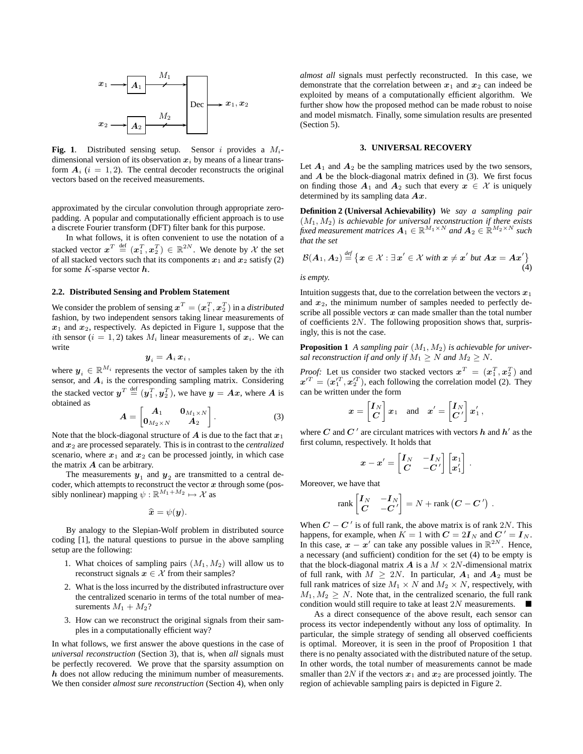**Fig. 1**. Distributed sensing setup. Sensor $i$ provides a $M_i$-dimensional version of its observation $\boldsymbol{x}_i$ by means of a linear transform $\boldsymbol{A}_i$ ($i = 1, 2$). The central decoder reconstructs the original vectors based on the received measurements.

approximated by the circular convolution through appropriate zero-padding. A popular and computationally efficient approach is to use a discrete Fourier transform (DFT) filter bank for this purpose.

In what follows, it is often convenient to use the notation of a stacked vector $\boldsymbol{x}^T \stackrel{\text{def}}{=} (\boldsymbol{x}_1^T, \boldsymbol{x}_2^T) \in \mathbb{R}^{2N}$. We denote by $\mathcal{X}$ the set of all stacked vectors such that its components $\boldsymbol{x}_1$ and $\boldsymbol{x}_2$ satisfy (2) for some $K$-sparse vector $\boldsymbol{h}$.

### 2.2. Distributed Sensing and Problem Statement

We consider the problem of sensing $\boldsymbol{x}^T = (\boldsymbol{x}_1^T, \boldsymbol{x}_2^T)$ in a *distributed* fashion, by two independent sensors taking linear measurements of $\boldsymbol{x}_1$ and $\boldsymbol{x}_2$, respectively. As depicted in Figure 1, suppose that the $i$th sensor ($i = 1, 2$) takes $M_i$ linear measurements of $\boldsymbol{x}_i$. We can write

$$\boldsymbol{y}_i = \boldsymbol{A}_i \, \boldsymbol{x}_i \, ,$$

where $\boldsymbol{y}_i \in \mathbb{R}^{M_i}$ represents the vector of samples taken by the $i$th sensor, and $\boldsymbol{A}_i$ is the corresponding sampling matrix. Considering the stacked vector $\boldsymbol{y}^T \stackrel{\text{def}}{=} (\boldsymbol{y}_1^T, \boldsymbol{y}_2^T)$, we have $\boldsymbol{y} = \boldsymbol{A}\boldsymbol{x}$, where $\boldsymbol{A}$ is obtained as

$$\boldsymbol{A} = \begin{bmatrix} \boldsymbol{A}_1 & \boldsymbol{0}_{M_1 \times N} \\ \boldsymbol{0}_{M_2 \times N} & \boldsymbol{A}_2 \end{bmatrix} . \tag{3}$$

Note that the block-diagonal structure of $\boldsymbol{A}$ is due to the fact that $\boldsymbol{x}_1$ and $\boldsymbol{x}_2$ are processed separately. This is in contrast to the *centralized* scenario, where $\boldsymbol{x}_1$ and $\boldsymbol{x}_2$ can be processed jointly, in which case the matrix $\boldsymbol{A}$ can be arbitrary.

The measurements $\boldsymbol{y}_1$ and $\boldsymbol{y}_2$ are transmitted to a central decoder, which attempts to reconstruct the vector $\boldsymbol{x}$ through some (possibly nonlinear) mapping $\psi : \mathbb{R}^{M_1+M_2} \mapsto \mathcal{X}$ as

$$\widehat{\boldsymbol{x}} = \psi(\boldsymbol{y}).$$

By analogy to the Slepian-Wolf problem in distributed source coding [1], the natural questions to pursue in the above sampling setup are the following:

1. What choices of sampling pairs $(M_1, M_2)$ will allow us to reconstruct signals $\boldsymbol{x} \in \mathcal{X}$ from their samples?
2. What is the loss incurred by the distributed infrastructure over the centralized scenario in terms of the total number of measurements $M_1 + M_2$?
3. How can we reconstruct the original signals from their samples in a computationally efficient way?

In what follows, we first answer the above questions in the case of *universal reconstruction* (Section 3), that is, when *all* signals must be perfectly recovered. We prove that the sparsity assumption on $\boldsymbol{h}$ does not allow reducing the minimum number of measurements. We then consider *almost sure reconstruction* (Section 4), when only *almost all* signals must perfectly reconstructed. In this case, we demonstrate that the correlation between $\boldsymbol{x}_1$ and $\boldsymbol{x}_2$ can indeed be exploited by means of a computationally efficient algorithm. We further show how the proposed method can be made robust to noise and model mismatch. Finally, some simulation results are presented (Section 5).

## 3. UNIVERSAL RECOVERY

Let $\boldsymbol{A}_1$ and $\boldsymbol{A}_2$ be the sampling matrices used by the two sensors, and $\boldsymbol{A}$ be the block-diagonal matrix defined in (3). We first focus on finding those $\boldsymbol{A}_1$ and $\boldsymbol{A}_2$ such that every $\boldsymbol{x} \in \mathcal{X}$ is uniquely determined by its sampling data $\boldsymbol{A}\boldsymbol{x}$.

**Definition 2 (Universal Achievability)** *We say a sampling pair $(M_1, M_2)$ is achievable for universal reconstruction if there exists fixed measurement matrices $\boldsymbol{A}_1 \in \mathbb{R}^{M_1 \times N}$ and $\boldsymbol{A}_2 \in \mathbb{R}^{M_2 \times N}$ such that the set*

$$\mathcal{B}(\boldsymbol{A}_1, \boldsymbol{A}_2) \stackrel{\text{def}}{=} \left\{ \boldsymbol{x} \in \mathcal{X} : \exists \boldsymbol{x}' \in \mathcal{X} \text{ with } \boldsymbol{x} \neq \boldsymbol{x}' \text{ but } \boldsymbol{A}\boldsymbol{x} = \boldsymbol{A}\boldsymbol{x}' \right\} \tag{4}$$

*is empty.*

Intuition suggests that, due to the correlation between the vectors $\boldsymbol{x}_1$ and $\boldsymbol{x}_2$, the minimum number of samples needed to perfectly describe all possible vectors $\boldsymbol{x}$ can made smaller than the total number of coefficients $2N$. The following proposition shows that, surprisingly, this is not the case.

**Proposition 1** *A sampling pair $(M_1, M_2)$ is achievable for universal reconstruction if and only if $M_1 \geq N$ and $M_2 \geq N$.*

*Proof:* Let us consider two stacked vectors $\boldsymbol{x}^T = (\boldsymbol{x}_1^T, \boldsymbol{x}_2^T)$ and $\boldsymbol{x}'^T = (\boldsymbol{x}_1'^T, \boldsymbol{x}_2'^T)$, each following the correlation model (2). They can be written under the form

$$\boldsymbol{x} = \begin{bmatrix} \boldsymbol{I}_N \\ \boldsymbol{C} \end{bmatrix} \boldsymbol{x}_1 \quad \text{and} \quad \boldsymbol{x}' = \begin{bmatrix} \boldsymbol{I}_N \\ \boldsymbol{C}' \end{bmatrix} \boldsymbol{x}_1' \, ,$$

where $\boldsymbol{C}$ and $\boldsymbol{C}'$ are circulant matrices with vectors $\boldsymbol{h}$ and $\boldsymbol{h}'$ as the first column, respectively. It holds that

$$\boldsymbol{x} - \boldsymbol{x}' = \begin{bmatrix} \boldsymbol{I}_N & -\boldsymbol{I}_N \\ \boldsymbol{C} & -\boldsymbol{C}' \end{bmatrix} \begin{bmatrix} \boldsymbol{x}_1 \\ \boldsymbol{x}_1' \end{bmatrix} .$$

Moreover, we have that

$$\text{rank} \begin{bmatrix} \boldsymbol{I}_N & -\boldsymbol{I}_N \\ \boldsymbol{C} & -\boldsymbol{C}' \end{bmatrix} = N + \text{rank}\left(\boldsymbol{C} - \boldsymbol{C}'\right) .$$

When $\boldsymbol{C} - \boldsymbol{C}'$ is of full rank, the above matrix is of rank $2N$. This happens, for example, when $K = 1$ with $\boldsymbol{C} = 2\boldsymbol{I}_N$ and $\boldsymbol{C}' = \boldsymbol{I}_N$. In this case, $\boldsymbol{x} - \boldsymbol{x}'$ can take any possible values in $\mathbb{R}^{2N}$. Hence, a necessary (and sufficient) condition for the set (4) to be empty is that the block-diagonal matrix $\boldsymbol{A}$ is a $M \times 2N$-dimensional matrix of full rank, with $M \geq 2N$. In particular, $\boldsymbol{A}_1$ and $\boldsymbol{A}_2$ must be full rank matrices of size $M_1 \times N$ and $M_2 \times N$, respectively, with $M_1, M_2 \geq N$. Note that, in the centralized scenario, the full rank condition would still require to take at least $2N$ measurements. ■

As a direct consequence of the above result, each sensor can process its vector independently without any loss of optimality. In particular, the simple strategy of sending all observed coefficients is optimal. Moreover, it is seen in the proof of Proposition 1 that there is no penalty associated with the distributed nature of the setup. In other words, the total number of measurements cannot be made smaller than $2N$ if the vectors $\boldsymbol{x}_1$ and $\boldsymbol{x}_2$ are processed jointly. The region of achievable sampling pairs is depicted in Figure 2.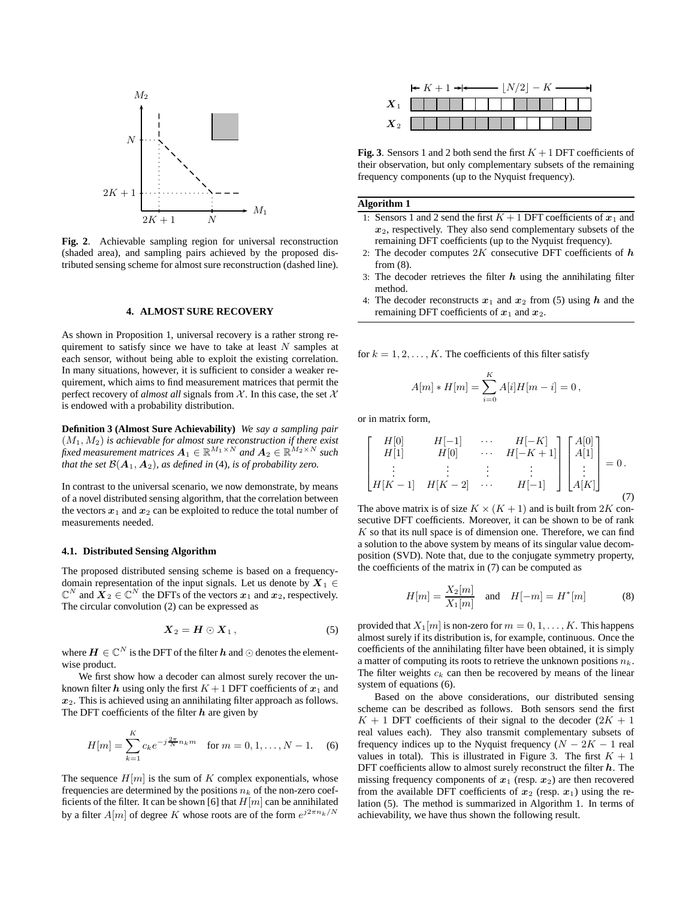**Fig. 2**. Achievable sampling region for universal reconstruction (shaded area), and sampling pairs achieved by the proposed distributed sensing scheme for almost sure reconstruction (dashed line).

## 4. ALMOST SURE RECOVERY

As shown in Proposition 1, universal recovery is a rather strong requirement to satisfy since we have to take at least $N$ samples at each sensor, without being able to exploit the existing correlation. In many situations, however, it is sufficient to consider a weaker requirement, which aims to find measurement matrices that permit the perfect recovery of *almost all* signals from $\mathcal{X}$. In this case, the set $\mathcal{X}$ is endowed with a probability distribution.

**Definition 3 (Almost Sure Achievability)** *We say a sampling pair $(M_1, M_2)$ is achievable for almost sure reconstruction if there exist fixed measurement matrices $\boldsymbol{A}_1 \in \mathbb{R}^{M_1 \times N}$ and $\boldsymbol{A}_2 \in \mathbb{R}^{M_2 \times N}$ such that the set $\mathcal{B}(\boldsymbol{A}_1, \boldsymbol{A}_2)$, as defined in* (4)*, is of probability zero.*

In contrast to the universal scenario, we now demonstrate, by means of a novel distributed sensing algorithm, that the correlation between the vectors $\boldsymbol{x}_1$ and $\boldsymbol{x}_2$ can be exploited to reduce the total number of measurements needed.

### 4.1. Distributed Sensing Algorithm

The proposed distributed sensing scheme is based on a frequency-domain representation of the input signals. Let us denote by $\boldsymbol{X}_1 \in \mathbb{C}^N$ and $\boldsymbol{X}_2 \in \mathbb{C}^N$ the DFTs of the vectors $\boldsymbol{x}_1$ and $\boldsymbol{x}_2$, respectively. The circular convolution (2) can be expressed as

$$\boldsymbol{X}_2 = \boldsymbol{H} \odot \boldsymbol{X}_1 \,, \tag{5}$$

where $\boldsymbol{H} \in \mathbb{C}^N$ is the DFT of the filter $\boldsymbol{h}$ and $\odot$ denotes the element-wise product.

We first show how a decoder can almost surely recover the unknown filter $\boldsymbol{h}$ using only the first $K+1$ DFT coefficients of $\boldsymbol{x}_1$ and $\boldsymbol{x}_2$. This is achieved using an annihilating filter approach as follows. The DFT coefficients of the filter $\boldsymbol{h}$ are given by

$$H[m] = \sum_{k=1}^{K} c_k e^{-j\frac{2\pi}{N} n_k m} \quad \text{for } m = 0, 1, \ldots, N-1. \tag{6}$$

The sequence $H[m]$ is the sum of $K$ complex exponentials, whose frequencies are determined by the positions $n_k$ of the non-zero coefficients of the filter. It can be shown [6] that $H[m]$ can be annihilated by a filter $A[m]$ of degree $K$ whose roots are of the form $e^{j2\pi n_k/N}$ for $k = 1, 2, \ldots, K$. The coefficients of this filter satisfy

$$A[m] * H[m] = \sum_{i=0}^{K} A[i] H[m-i] = 0 \,,$$

or in matrix form,

$$\begin{bmatrix} H[0] & H[-1] & \cdots & H[-K] \\ H[1] & H[0] & \cdots & H[-K+1] \\ \vdots & \vdots & \vdots & \vdots \\ H[K-1] & H[K-2] & \cdots & H[-1] \end{bmatrix} \begin{bmatrix} A[0] \\ A[1] \\ \vdots \\ A[K] \end{bmatrix} = 0 \,. \tag{7}$$

The above matrix is of size $K \times (K+1)$ and is built from $2K$ consecutive DFT coefficients. Moreover, it can be shown to be of rank $K$ so that its null space is of dimension one. Therefore, we can find a solution to the above system by means of its singular value decomposition (SVD). Note that, due to the conjugate symmetry property, the coefficients of the matrix in (7) can be computed as

$$H[m] = \frac{X_2[m]}{X_1[m]} \quad \text{and} \quad H[-m] = H^*[m] \tag{8}$$

provided that $X_1[m]$ is non-zero for $m = 0, 1, \ldots, K$. This happens almost surely if its distribution is, for example, continuous. Once the coefficients of the annihilating filter have been obtained, it is simply a matter of computing its roots to retrieve the unknown positions $n_k$. The filter weights $c_k$ can then be recovered by means of the linear system of equations (6).

Based on the above considerations, our distributed sensing scheme can be described as follows. Both sensors send the first $K+1$ DFT coefficients of their signal to the decoder ($2K+1$ real values each). They also transmit complementary subsets of frequency indices up to the Nyquist frequency ($N - 2K - 1$ real values in total). This is illustrated in Figure 3. The first $K+1$ DFT coefficients allow to almost surely reconstruct the filter $\boldsymbol{h}$. The missing frequency components of $\boldsymbol{x}_1$ (resp. $\boldsymbol{x}_2$) are then recovered from the available DFT coefficients of $\boldsymbol{x}_2$ (resp. $\boldsymbol{x}_1$) using the relation (5). The method is summarized in Algorithm 1. In terms of achievability, we have thus shown the following result.

**Fig. 3**. Sensors 1 and 2 both send the first $K+1$ DFT coefficients of their observation, but only complementary subsets of the remaining frequency components (up to the Nyquist frequency).

**Algorithm 1**

1. Sensors 1 and 2 send the first $K+1$ DFT coefficients of $\boldsymbol{x}_1$ and $\boldsymbol{x}_2$, respectively. They also send complementary subsets of the remaining DFT coefficients (up to the Nyquist frequency).
2. The decoder computes $2K$ consecutive DFT coefficients of $\boldsymbol{h}$ from (8).
3. The decoder retrieves the filter $\boldsymbol{h}$ using the annihilating filter method.
4. The decoder reconstructs $\boldsymbol{x}_1$ and $\boldsymbol{x}_2$ from (5) using $\boldsymbol{h}$ and the remaining DFT coefficients of $\boldsymbol{x}_1$ and $\boldsymbol{x}_2$.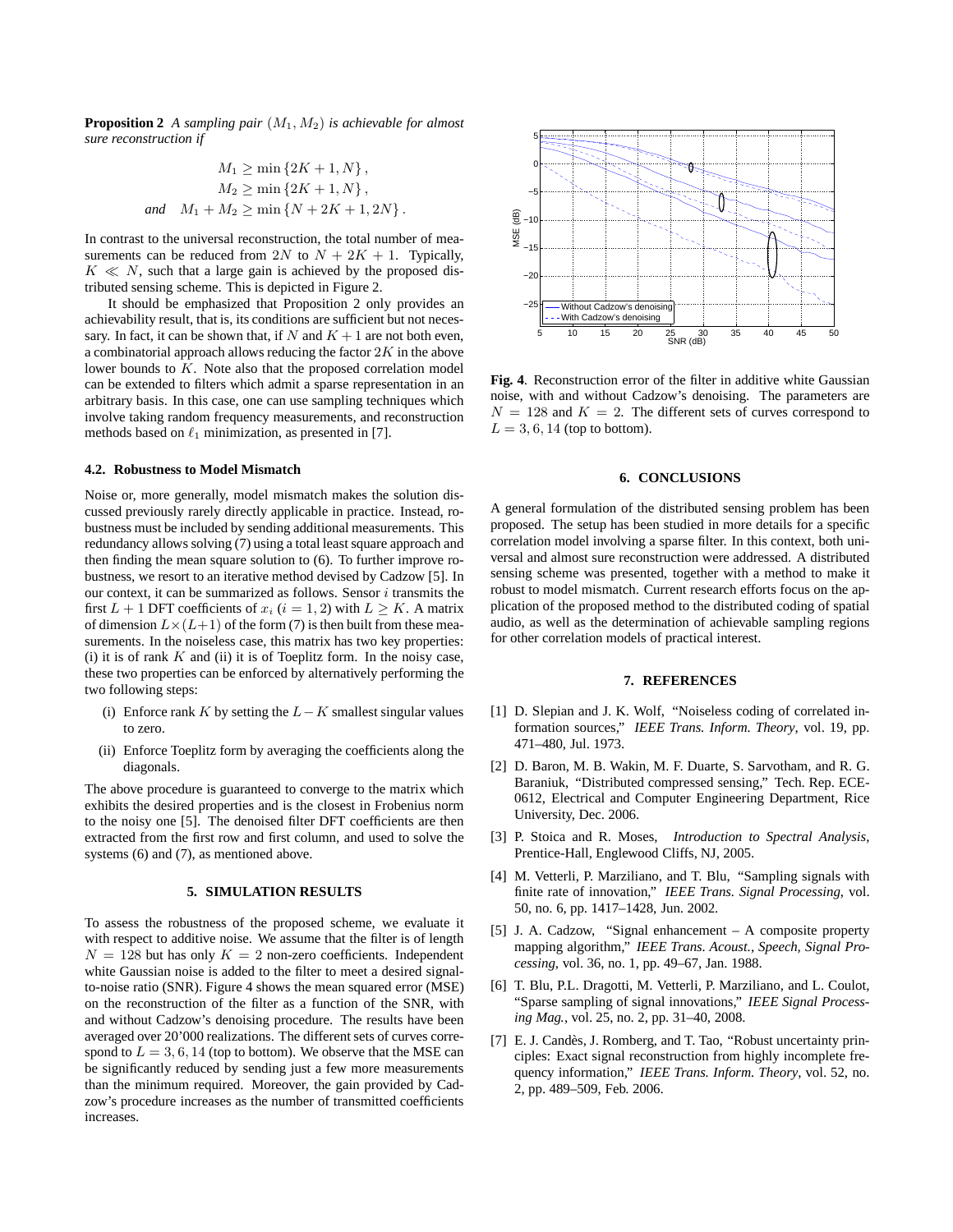**Proposition 2** *A sampling pair* $(M_1, M_2)$ *is achievable for almost sure reconstruction if*

$$
\begin{aligned}
M_1 &\geq \min\{2K+1, N\}, \\
M_2 &\geq \min\{2K+1, N\}, \\
\textit{and} \quad M_1 + M_2 &\geq \min\{N+2K+1, 2N\}.
\end{aligned}
$$

In contrast to the universal reconstruction, the total number of measurements can be reduced from $2N$ to $N + 2K + 1$. Typically, $K \ll N$, such that a large gain is achieved by the proposed distributed sensing scheme. This is depicted in Figure 2.

It should be emphasized that Proposition 2 only provides an achievability result, that is, its conditions are sufficient but not necessary. In fact, it can be shown that, if $N$ and $K + 1$ are not both even, a combinatorial approach allows reducing the factor $2K$ in the above lower bounds to $K$. Note also that the proposed correlation model can be extended to filters which admit a sparse representation in an arbitrary basis. In this case, one can use sampling techniques which involve taking random frequency measurements, and reconstruction methods based on $\ell_1$ minimization, as presented in [7].

### 4.2. Robustness to Model Mismatch

Noise or, more generally, model mismatch makes the solution discussed previously rarely directly applicable in practice. Instead, robustness must be included by sending additional measurements. This redundancy allows solving (7) using a total least square approach and then finding the mean square solution to (6). To further improve robustness, we resort to an iterative method devised by Cadzow [5]. In our context, it can be summarized as follows. Sensor $i$ transmits the first $L + 1$ DFT coefficients of $x_i$ ($i = 1, 2$) with $L \geq K$. A matrix of dimension $L \times (L+1)$ of the form (7) is then built from these measurements. In the noiseless case, this matrix has two key properties: (i) it is of rank $K$ and (ii) it is of Toeplitz form. In the noisy case, these two properties can be enforced by alternatively performing the two following steps:

- (i) Enforce rank $K$ by setting the $L - K$ smallest singular values to zero.
- (ii) Enforce Toeplitz form by averaging the coefficients along the diagonals.

The above procedure is guaranteed to converge to the matrix which exhibits the desired properties and is the closest in Frobenius norm to the noisy one [5]. The denoised filter DFT coefficients are then extracted from the first row and first column, and used to solve the systems (6) and (7), as mentioned above.

## 5. SIMULATION RESULTS

To assess the robustness of the proposed scheme, we evaluate it with respect to additive noise. We assume that the filter is of length $N = 128$ but has only $K = 2$ non-zero coefficients. Independent white Gaussian noise is added to the filter to meet a desired signal-to-noise ratio (SNR). Figure 4 shows the mean squared error (MSE) on the reconstruction of the filter as a function of the SNR, with and without Cadzow's denoising procedure. The results have been averaged over 20'000 realizations. The different sets of curves correspond to $L = 3, 6, 14$ (top to bottom). We observe that the MSE can be significantly reduced by sending just a few more measurements than the minimum required. Moreover, the gain provided by Cadzow's procedure increases as the number of transmitted coefficients increases.

MSE (dB)
5
0
−5
−10
−15
−20
−25
5 10 15 20 25 30 35 40 45 50
SNR (dB)
Without Cadzow's denoising
With Cadzow's denoising

**Fig. 4**. Reconstruction error of the filter in additive white Gaussian noise, with and without Cadzow's denoising. The parameters are $N = 128$ and $K = 2$. The different sets of curves correspond to $L = 3, 6, 14$ (top to bottom).

## 6. CONCLUSIONS

A general formulation of the distributed sensing problem has been proposed. The setup has been studied in more details for a specific correlation model involving a sparse filter. In this context, both universal and almost sure reconstruction were addressed. A distributed sensing scheme was presented, together with a method to make it robust to model mismatch. Current research efforts focus on the application of the proposed method to the distributed coding of spatial audio, as well as the determination of achievable sampling regions for other correlation models of practical interest.

## 7. REFERENCES

[1] D. Slepian and J. K. Wolf, "Noiseless coding of correlated information sources," *IEEE Trans. Inform. Theory*, vol. 19, pp. 471–480, Jul. 1973.

[2] D. Baron, M. B. Wakin, M. F. Duarte, S. Sarvotham, and R. G. Baraniuk, "Distributed compressed sensing," Tech. Rep. ECE-0612, Electrical and Computer Engineering Department, Rice University, Dec. 2006.

[3] P. Stoica and R. Moses, *Introduction to Spectral Analysis*, Prentice-Hall, Englewood Cliffs, NJ, 2005.

[4] M. Vetterli, P. Marziliano, and T. Blu, "Sampling signals with finite rate of innovation," *IEEE Trans. Signal Processing*, vol. 50, no. 6, pp. 1417–1428, Jun. 2002.

[5] J. A. Cadzow, "Signal enhancement – A composite property mapping algorithm," *IEEE Trans. Acoust., Speech, Signal Processing*, vol. 36, no. 1, pp. 49–67, Jan. 1988.

[6] T. Blu, P.L. Dragotti, M. Vetterli, P. Marziliano, and L. Coulot, "Sparse sampling of signal innovations," *IEEE Signal Processing Mag.*, vol. 25, no. 2, pp. 31–40, 2008.

[7] E. J. Candès, J. Romberg, and T. Tao, "Robust uncertainty principles: Exact signal reconstruction from highly incomplete frequency information," *IEEE Trans. Inform. Theory*, vol. 52, no. 2, pp. 489–509, Feb. 2006.